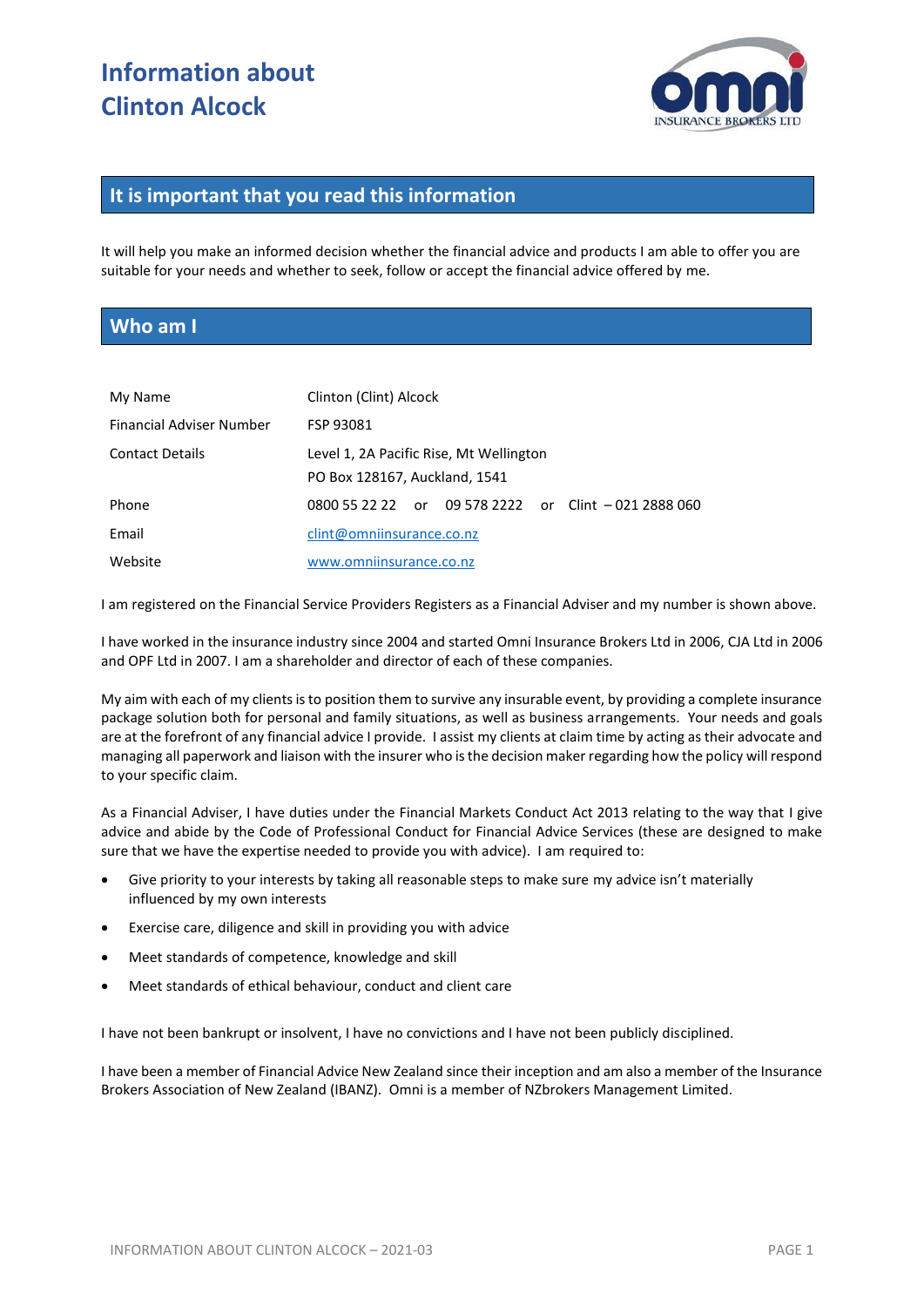# Information about Clinton Alcock

## It is important that you read this information

It will help you make an informed decision whether the financial advice and products I am able to offer you are suitable for your needs and whether to seek, follow or accept the financial advice offered by me.

## Who am I

| | |
|---|---|
| My Name | Clinton (Clint) Alcock |
| Financial Adviser Number | FSP 93081 |
| Contact Details | Level 1, 2A Pacific Rise, Mt Wellington<br>PO Box 128167, Auckland, 1541 |
| Phone | 0800 55 22 22 or 09 578 2222 or Clint – 021 2888 060 |
| Email | clint@omniinsurance.co.nz |
| Website | www.omniinsurance.co.nz |

I am registered on the Financial Service Providers Registers as a Financial Adviser and my number is shown above.

I have worked in the insurance industry since 2004 and started Omni Insurance Brokers Ltd in 2006, CJA Ltd in 2006 and OPF Ltd in 2007. I am a shareholder and director of each of these companies.

My aim with each of my clients is to position them to survive any insurable event, by providing a complete insurance package solution both for personal and family situations, as well as business arrangements. Your needs and goals are at the forefront of any financial advice I provide. I assist my clients at claim time by acting as their advocate and managing all paperwork and liaison with the insurer who is the decision maker regarding how the policy will respond to your specific claim.

As a Financial Adviser, I have duties under the Financial Markets Conduct Act 2013 relating to the way that I give advice and abide by the Code of Professional Conduct for Financial Advice Services (these are designed to make sure that we have the expertise needed to provide you with advice). I am required to:

- Give priority to your interests by taking all reasonable steps to make sure my advice isn't materially influenced by my own interests
- Exercise care, diligence and skill in providing you with advice
- Meet standards of competence, knowledge and skill
- Meet standards of ethical behaviour, conduct and client care

I have not been bankrupt or insolvent, I have no convictions and I have not been publicly disciplined.

I have been a member of Financial Advice New Zealand since their inception and am also a member of the Insurance Brokers Association of New Zealand (IBANZ). Omni is a member of NZbrokers Management Limited.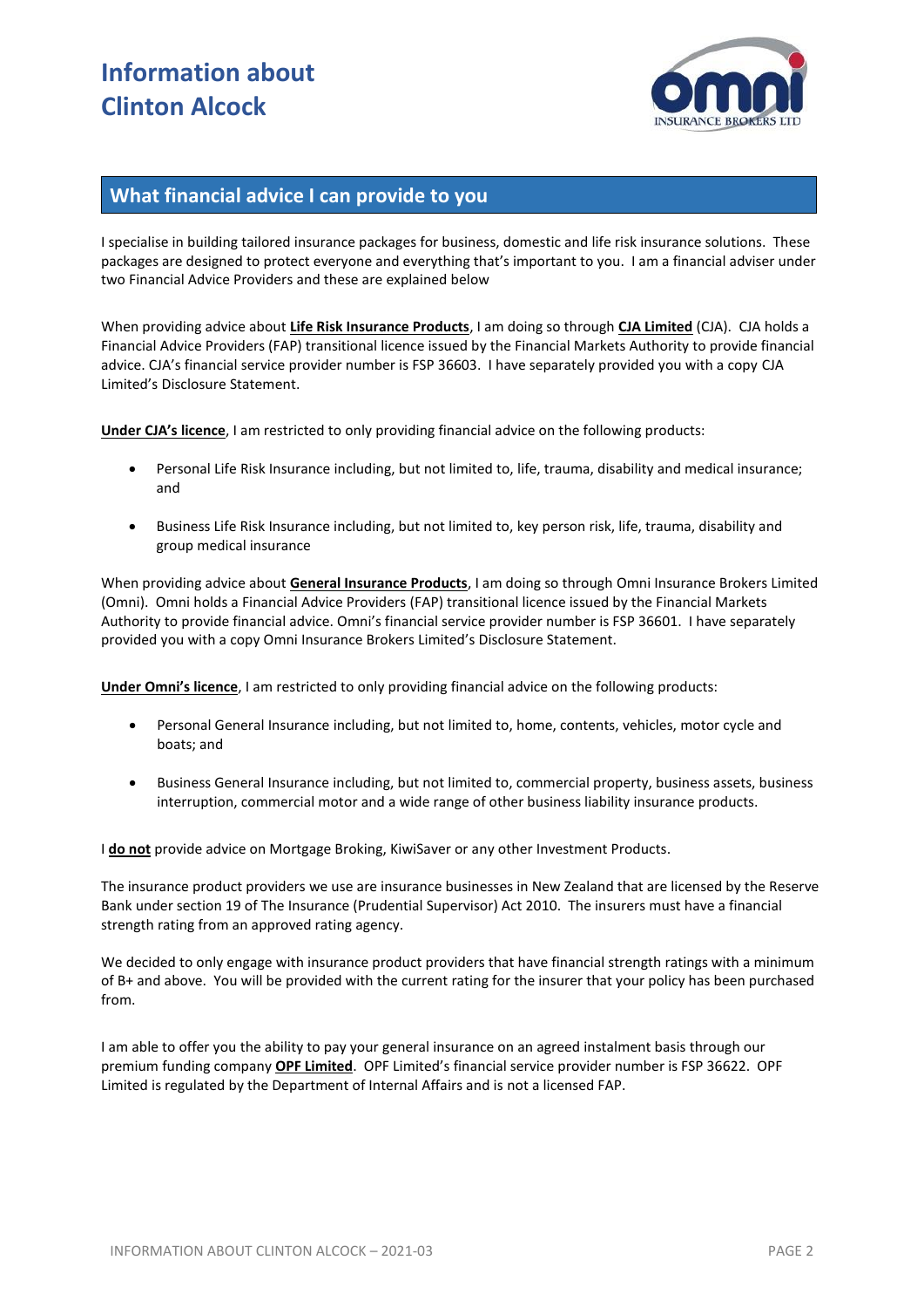# Information about Clinton Alcock

## What financial advice I can provide to you

I specialise in building tailored insurance packages for business, domestic and life risk insurance solutions. These packages are designed to protect everyone and everything that's important to you. I am a financial adviser under two Financial Advice Providers and these are explained below

When providing advice about **Life Risk Insurance Products**, I am doing so through **CJA Limited** (CJA). CJA holds a Financial Advice Providers (FAP) transitional licence issued by the Financial Markets Authority to provide financial advice. CJA's financial service provider number is FSP 36603. I have separately provided you with a copy CJA Limited's Disclosure Statement.

**Under CJA's licence**, I am restricted to only providing financial advice on the following products:

- Personal Life Risk Insurance including, but not limited to, life, trauma, disability and medical insurance; and
- Business Life Risk Insurance including, but not limited to, key person risk, life, trauma, disability and group medical insurance

When providing advice about **General Insurance Products**, I am doing so through Omni Insurance Brokers Limited (Omni). Omni holds a Financial Advice Providers (FAP) transitional licence issued by the Financial Markets Authority to provide financial advice. Omni's financial service provider number is FSP 36601. I have separately provided you with a copy Omni Insurance Brokers Limited's Disclosure Statement.

**Under Omni's licence**, I am restricted to only providing financial advice on the following products:

- Personal General Insurance including, but not limited to, home, contents, vehicles, motor cycle and boats; and
- Business General Insurance including, but not limited to, commercial property, business assets, business interruption, commercial motor and a wide range of other business liability insurance products.

I **do not** provide advice on Mortgage Broking, KiwiSaver or any other Investment Products.

The insurance product providers we use are insurance businesses in New Zealand that are licensed by the Reserve Bank under section 19 of The Insurance (Prudential Supervisor) Act 2010. The insurers must have a financial strength rating from an approved rating agency.

We decided to only engage with insurance product providers that have financial strength ratings with a minimum of B+ and above. You will be provided with the current rating for the insurer that your policy has been purchased from.

I am able to offer you the ability to pay your general insurance on an agreed instalment basis through our premium funding company **OPF Limited**. OPF Limited's financial service provider number is FSP 36622. OPF Limited is regulated by the Department of Internal Affairs and is not a licensed FAP.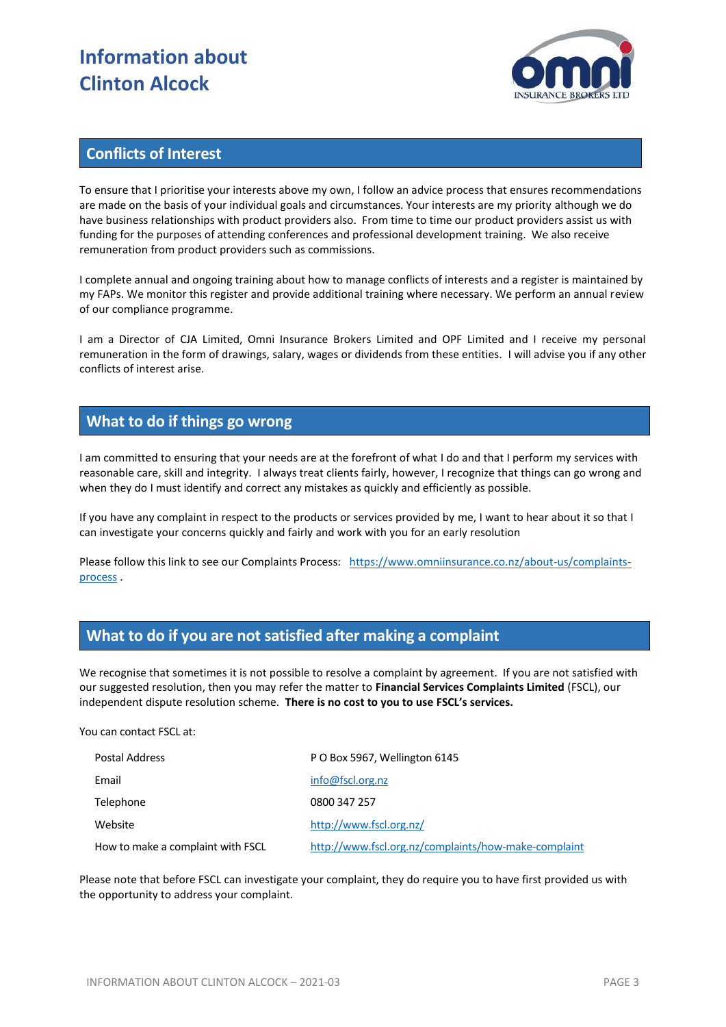# Information about Clinton Alcock

## Conflicts of Interest

To ensure that I prioritise your interests above my own, I follow an advice process that ensures recommendations are made on the basis of your individual goals and circumstances. Your interests are my priority although we do have business relationships with product providers also. From time to time our product providers assist us with funding for the purposes of attending conferences and professional development training. We also receive remuneration from product providers such as commissions.

I complete annual and ongoing training about how to manage conflicts of interests and a register is maintained by my FAPs. We monitor this register and provide additional training where necessary. We perform an annual review of our compliance programme.

I am a Director of CJA Limited, Omni Insurance Brokers Limited and OPF Limited and I receive my personal remuneration in the form of drawings, salary, wages or dividends from these entities. I will advise you if any other conflicts of interest arise.

## What to do if things go wrong

I am committed to ensuring that your needs are at the forefront of what I do and that I perform my services with reasonable care, skill and integrity. I always treat clients fairly, however, I recognize that things can go wrong and when they do I must identify and correct any mistakes as quickly and efficiently as possible.

If you have any complaint in respect to the products or services provided by me, I want to hear about it so that I can investigate your concerns quickly and fairly and work with you for an early resolution

Please follow this link to see our Complaints Process: https://www.omniinsurance.co.nz/about-us/complaints-process .

## What to do if you are not satisfied after making a complaint

We recognise that sometimes it is not possible to resolve a complaint by agreement. If you are not satisfied with our suggested resolution, then you may refer the matter to **Financial Services Complaints Limited** (FSCL), our independent dispute resolution scheme. **There is no cost to you to use FSCL's services.**

You can contact FSCL at:

| | |
|---|---|
| Postal Address | P O Box 5967, Wellington 6145 |
| Email | info@fscl.org.nz |
| Telephone | 0800 347 257 |
| Website | http://www.fscl.org.nz/ |
| How to make a complaint with FSCL | http://www.fscl.org.nz/complaints/how-make-complaint |

Please note that before FSCL can investigate your complaint, they do require you to have first provided us with the opportunity to address your complaint.